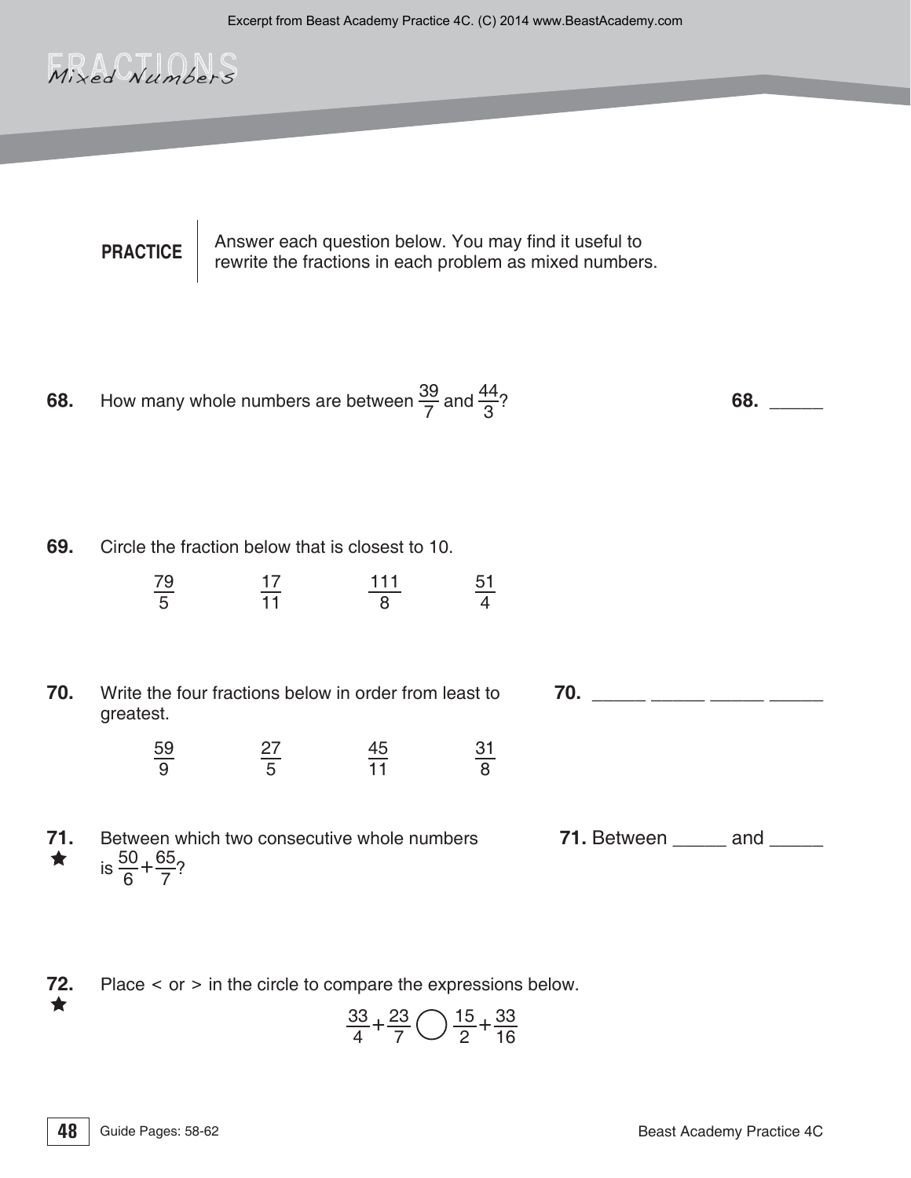# FRACTIONS
*Mixed Numbers*

**PRACTICE** | Answer each question below. You may find it useful to rewrite the fractions in each problem as mixed numbers.

**68.** How many whole numbers are between $\frac{39}{7}$ and $\frac{44}{3}$?

**68.** _____

**69.** Circle the fraction below that is closest to 10.

$\frac{79}{5}$ $\quad$ $\frac{17}{11}$ $\quad$ $\frac{111}{8}$ $\quad$ $\frac{51}{4}$

**70.** Write the four fractions below in order from least to greatest.

$\frac{59}{9}$ $\quad$ $\frac{27}{5}$ $\quad$ $\frac{45}{11}$ $\quad$ $\frac{31}{8}$

**70.** _____ _____ _____ _____

**71.** ★ Between which two consecutive whole numbers is $\frac{50}{6}+\frac{65}{7}$?

**71.** Between _____ and _____

**72.** ★ Place < or > in the circle to compare the expressions below.

$$\frac{33}{4}+\frac{23}{7} \bigcirc \frac{15}{2}+\frac{33}{16}$$

Guide Pages: 58-62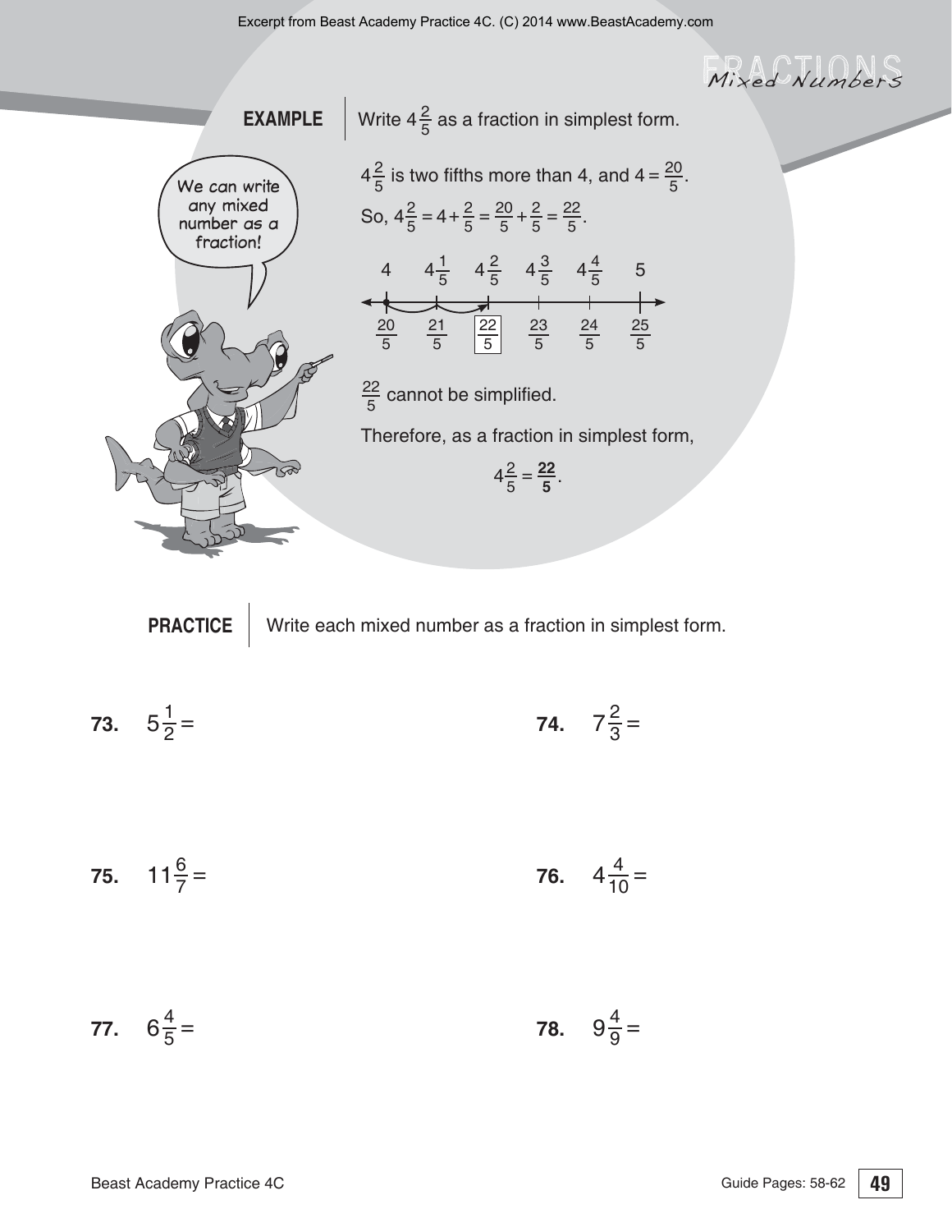**FRACTIONS** *Mixed Numbers*

**EXAMPLE** Write $4\frac{2}{5}$ as a fraction in simplest form.

We can write any mixed number as a fraction!

$4\frac{2}{5}$ is two fifths more than 4, and $4 = \frac{20}{5}$.

So, $4\frac{2}{5} = 4 + \frac{2}{5} = \frac{20}{5} + \frac{2}{5} = \frac{22}{5}$.

| $4$ | $4\frac{1}{5}$ | $4\frac{2}{5}$ | $4\frac{3}{5}$ | $4\frac{4}{5}$ | $5$ |
|---|---|---|---|---|---|
| $\frac{20}{5}$ | $\frac{21}{5}$ | $\boxed{\frac{22}{5}}$ | $\frac{23}{5}$ | $\frac{24}{5}$ | $\frac{25}{5}$ |

$\frac{22}{5}$ cannot be simplified.

Therefore, as a fraction in simplest form,

$$4\frac{2}{5} = \mathbf{\frac{22}{5}}.$$

**PRACTICE** Write each mixed number as a fraction in simplest form.

**73.** $5\frac{1}{2} =$

**74.** $7\frac{2}{3} =$

**75.** $11\frac{6}{7} =$

**76.** $4\frac{4}{10} =$

**77.** $6\frac{4}{5} =$

**78.** $9\frac{4}{9} =$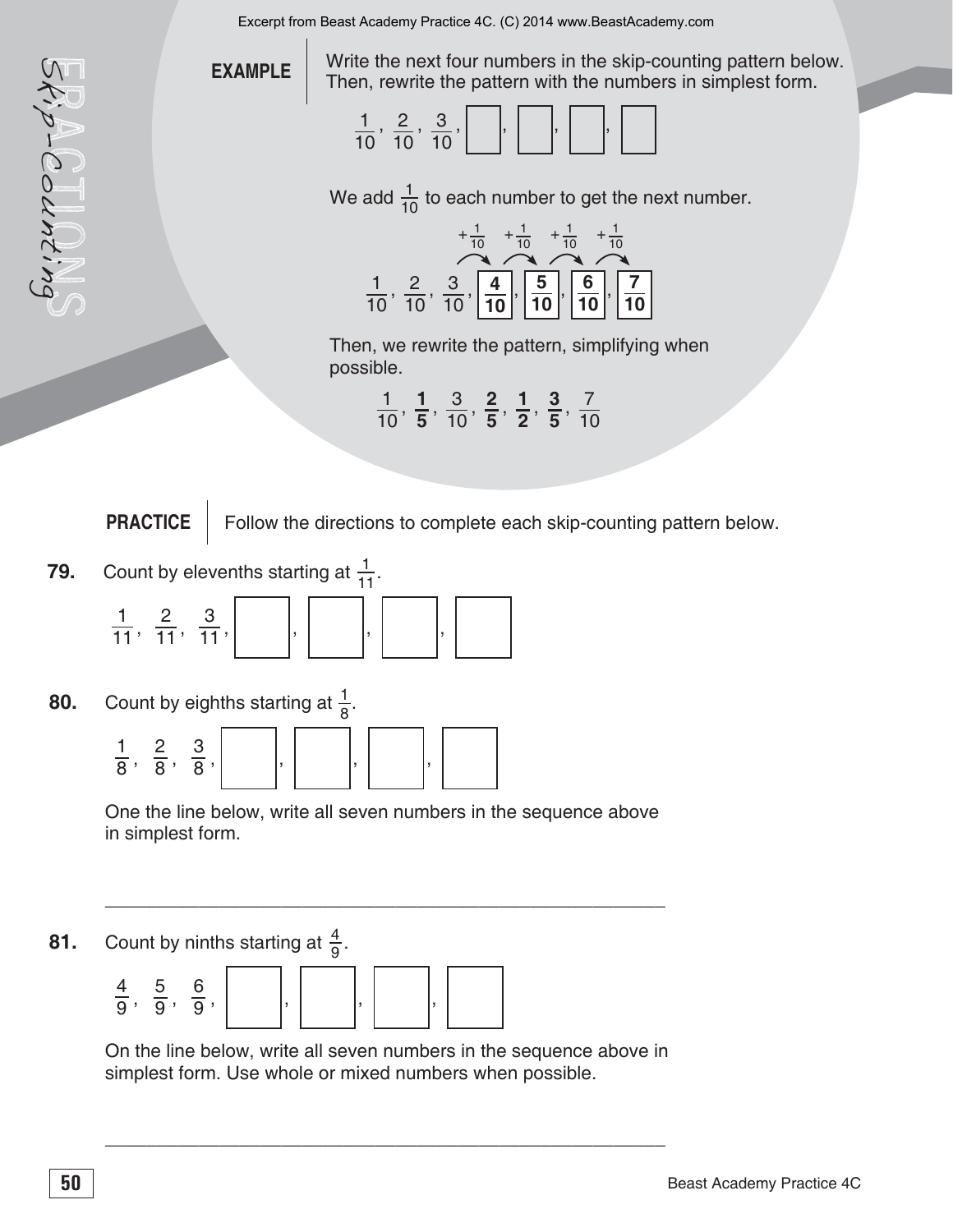Excerpt from Beast Academy Practice 4C. (C) 2014 www.BeastAcademy.com

**EXAMPLE** Write the next four numbers in the skip-counting pattern below. Then, rewrite the pattern with the numbers in simplest form.

$\frac{1}{10}, \frac{2}{10}, \frac{3}{10}, \square, \square, \square, \square$

We add $\frac{1}{10}$ to each number to get the next number.

$+\frac{1}{10}$ $+\frac{1}{10}$ $+\frac{1}{10}$ $+\frac{1}{10}$

$\frac{1}{10}, \frac{2}{10}, \frac{3}{10}, \boxed{\mathbf{\frac{4}{10}}}, \boxed{\mathbf{\frac{5}{10}}}, \boxed{\mathbf{\frac{6}{10}}}, \boxed{\mathbf{\frac{7}{10}}}$

Then, we rewrite the pattern, simplifying when possible.

$\frac{1}{10}, \mathbf{\frac{1}{5}}, \frac{3}{10}, \mathbf{\frac{2}{5}}, \mathbf{\frac{1}{2}}, \mathbf{\frac{3}{5}}, \frac{7}{10}$

**PRACTICE** Follow the directions to complete each skip-counting pattern below.

**79.** Count by elevenths starting at $\frac{1}{11}$.

$\frac{1}{11}, \frac{2}{11}, \frac{3}{11}, \square, \square, \square, \square$

**80.** Count by eighths starting at $\frac{1}{8}$.

$\frac{1}{8}, \frac{2}{8}, \frac{3}{8}, \square, \square, \square, \square$

One the line below, write all seven numbers in the sequence above in simplest form.

\_\_\_\_\_\_\_\_\_\_\_\_\_\_\_\_\_\_\_\_\_\_\_\_\_\_\_\_\_\_\_\_\_\_\_\_\_\_\_\_\_\_\_\_\_\_\_\_

**81.** Count by ninths starting at $\frac{4}{9}$.

$\frac{4}{9}, \frac{5}{9}, \frac{6}{9}, \square, \square, \square, \square$

On the line below, write all seven numbers in the sequence above in simplest form. Use whole or mixed numbers when possible.

\_\_\_\_\_\_\_\_\_\_\_\_\_\_\_\_\_\_\_\_\_\_\_\_\_\_\_\_\_\_\_\_\_\_\_\_\_\_\_\_\_\_\_\_\_\_\_\_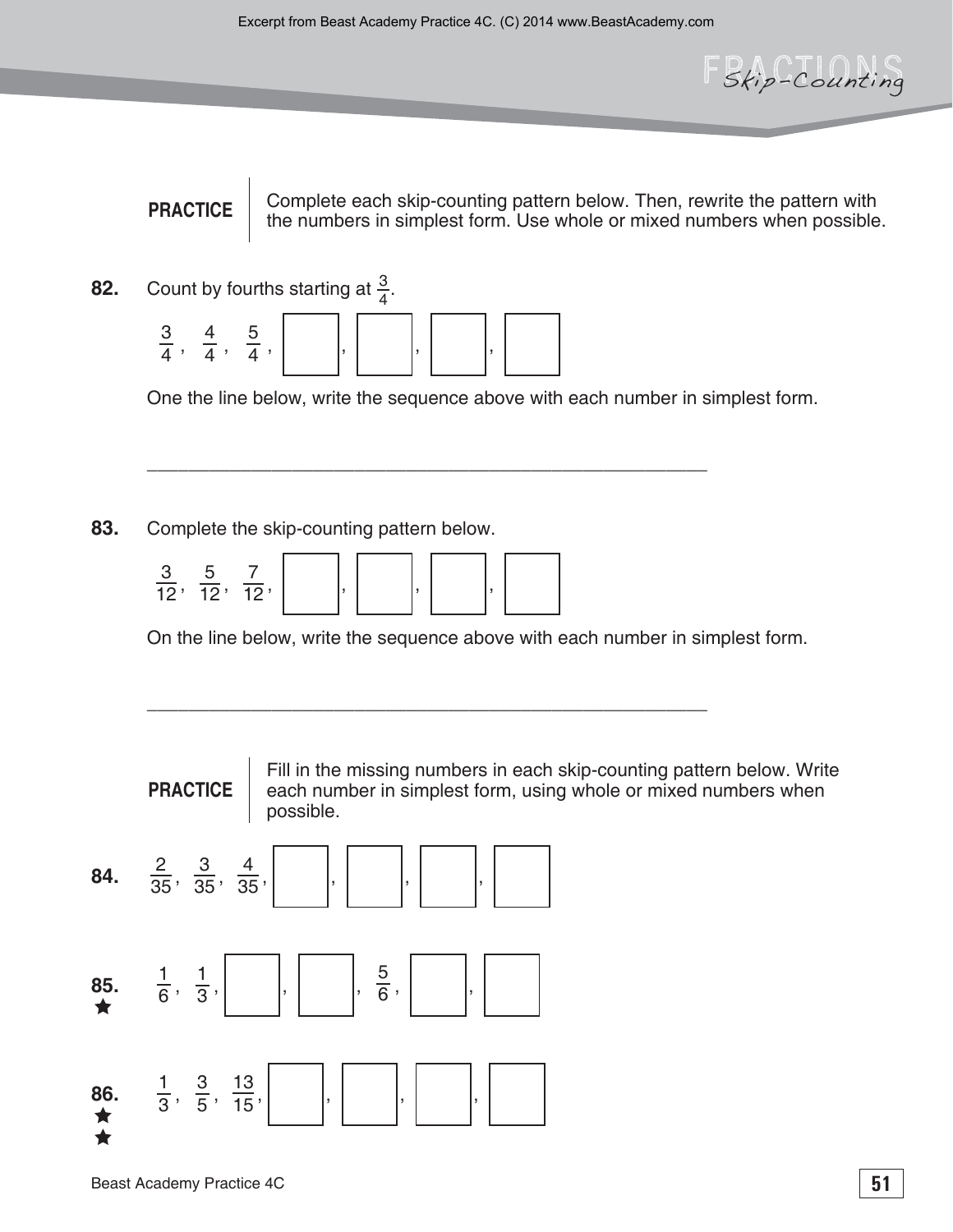PRACTICE | Complete each skip-counting pattern below. Then, rewrite the pattern with the numbers in simplest form. Use whole or mixed numbers when possible.

**82.** Count by fourths starting at $\frac{3}{4}$.

$\frac{3}{4}$, $\frac{4}{4}$, $\frac{5}{4}$, ☐, ☐, ☐, ☐

One the line below, write the sequence above with each number in simplest form.

\_\_\_\_\_\_\_\_\_\_\_\_\_\_\_\_\_\_\_\_\_\_\_\_\_\_\_\_\_\_\_\_\_\_\_\_\_\_\_\_\_\_\_\_\_\_\_\_\_\_\_\_

**83.** Complete the skip-counting pattern below.

$\frac{3}{12}$, $\frac{5}{12}$, $\frac{7}{12}$, ☐, ☐, ☐, ☐

On the line below, write the sequence above with each number in simplest form.

\_\_\_\_\_\_\_\_\_\_\_\_\_\_\_\_\_\_\_\_\_\_\_\_\_\_\_\_\_\_\_\_\_\_\_\_\_\_\_\_\_\_\_\_\_\_\_\_\_\_\_\_

PRACTICE | Fill in the missing numbers in each skip-counting pattern below. Write each number in simplest form, using whole or mixed numbers when possible.

**84.** $\frac{2}{35}$, $\frac{3}{35}$, $\frac{4}{35}$, ☐, ☐, ☐, ☐

**85.** ★ $\frac{1}{6}$, $\frac{1}{3}$, ☐, ☐, $\frac{5}{6}$, ☐, ☐

**86.** ★★ $\frac{1}{3}$, $\frac{3}{5}$, $\frac{13}{15}$, ☐, ☐, ☐, ☐